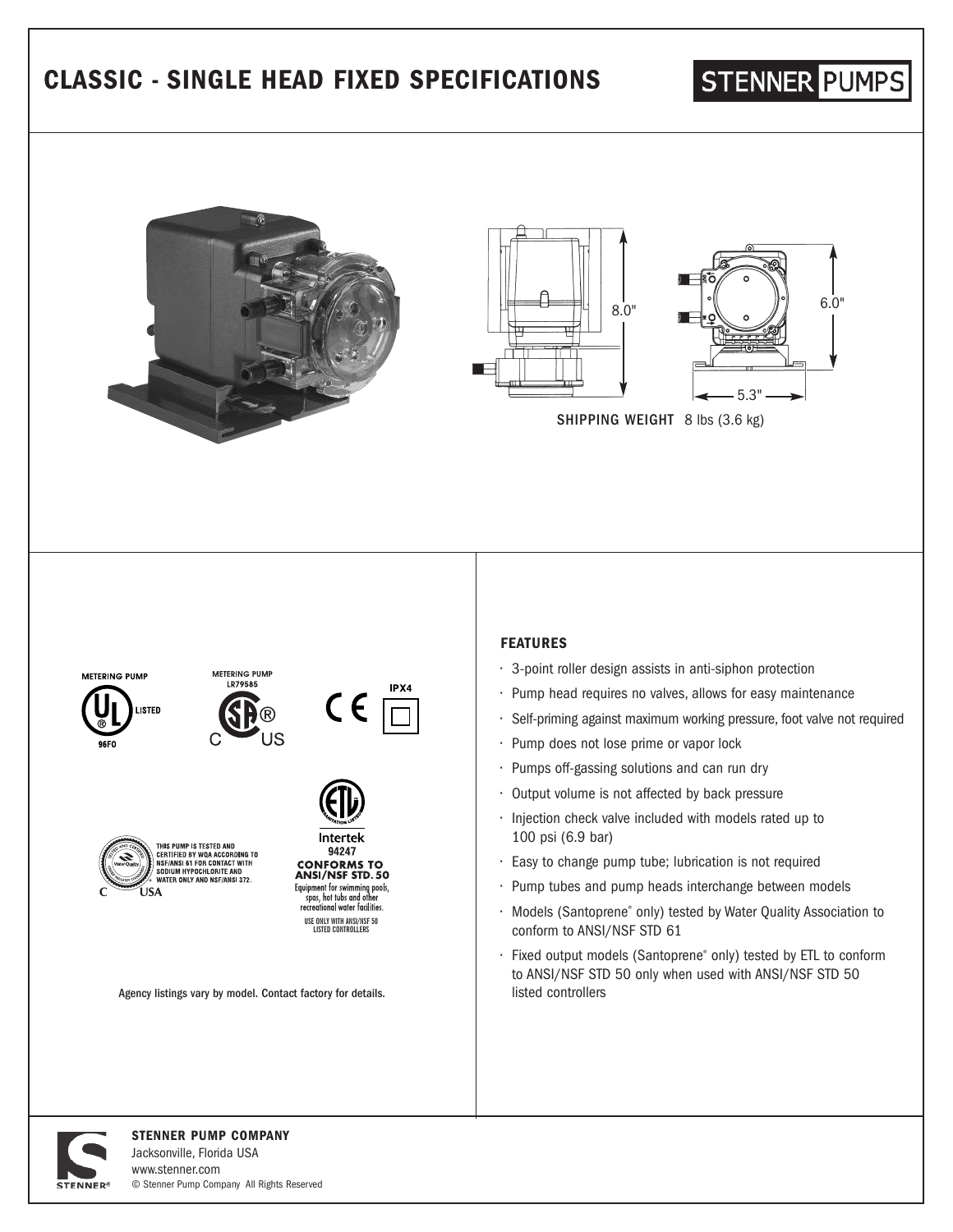# CLASSIC - SINGLE HEAD FIXED SPECIFICATIONS

STENNER PUMPS

8.0"

6.0"

5.3"

**SHIPPING WEIGHT** 8 lbs (3.6 kg)

METERING PUMP
LISTED
96FO

METERING PUMP
LR79585

IPX4

THIS PUMP IS TESTED AND CERTIFIED BY WQA ACCORDING TO NSF/ANSI 61 FOR CONTACT WITH SODIUM HYPOCHLORITE AND WATER ONLY AND NSF/ANSI 372.

Intertek
94247
CONFORMS TO
ANSI/NSF STD. 50
Equipment for swimming pools, spas, hot tubs and other recreational water facilities.
USE ONLY WITH ANSI/NSF 50 LISTED CONTROLLERS

Agency listings vary by model. Contact factory for details.

## FEATURES

- 3-point roller design assists in anti-siphon protection
- Pump head requires no valves, allows for easy maintenance
- Self-priming against maximum working pressure, foot valve not required
- Pump does not lose prime or vapor lock
- Pumps off-gassing solutions and can run dry
- Output volume is not affected by back pressure
- Injection check valve included with models rated up to 100 psi (6.9 bar)
- Easy to change pump tube; lubrication is not required
- Pump tubes and pump heads interchange between models
- Models (Santoprene® only) tested by Water Quality Association to conform to ANSI/NSF STD 61
- Fixed output models (Santoprene® only) tested by ETL to conform to ANSI/NSF STD 50 only when used with ANSI/NSF STD 50 listed controllers

**STENNER PUMP COMPANY**
Jacksonville, Florida USA
www.stenner.com
© Stenner Pump Company All Rights Reserved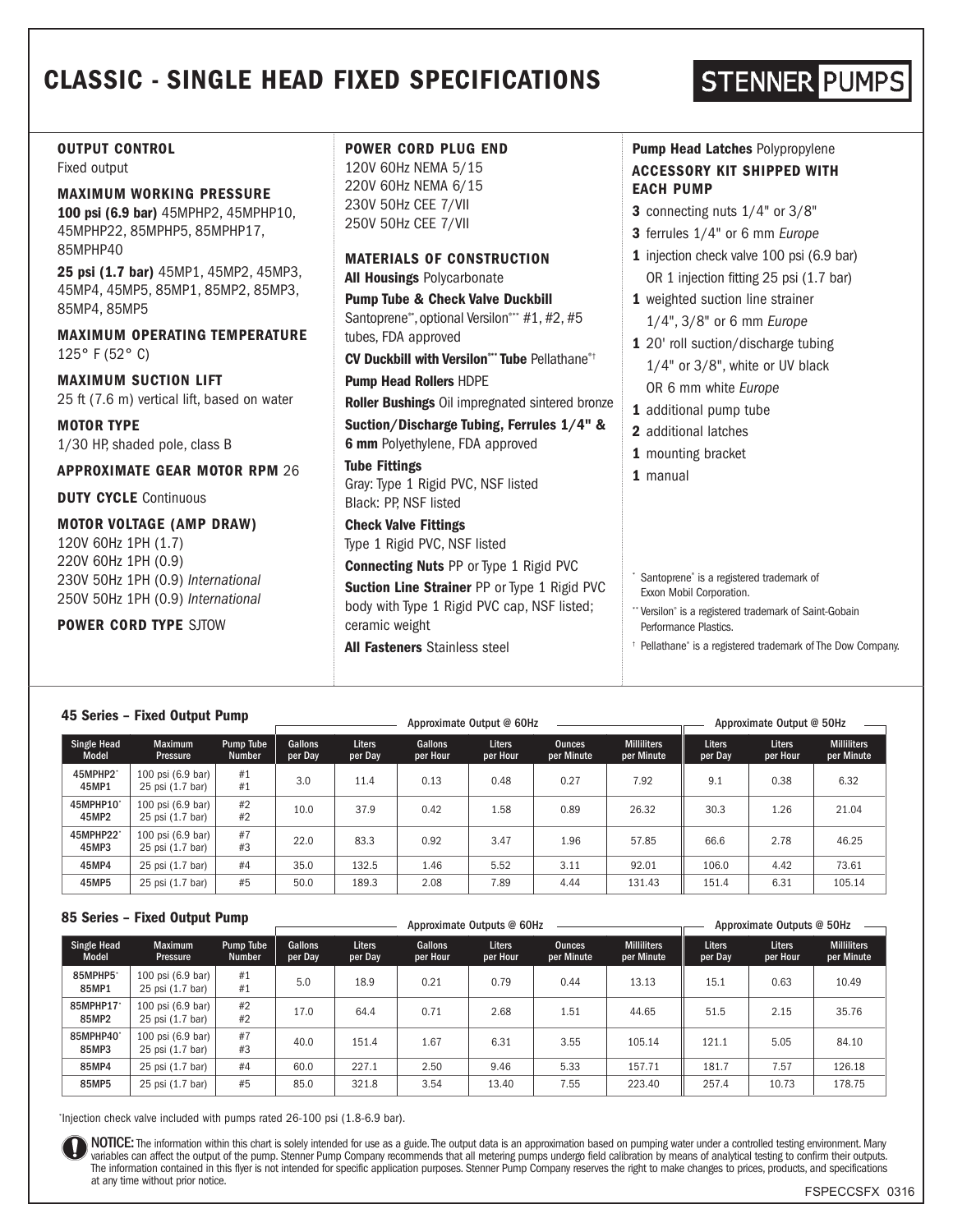# CLASSIC - SINGLE HEAD FIXED SPECIFICATIONS

STENNER PUMPS

**OUTPUT CONTROL**
Fixed output

**MAXIMUM WORKING PRESSURE**
**100 psi (6.9 bar)** 45MPHP2, 45MPHP10, 45MPHP22, 85MPHP5, 85MPHP17, 85MPHP40

**25 psi (1.7 bar)** 45MP1, 45MP2, 45MP3, 45MP4, 45MP5, 85MP1, 85MP2, 85MP3, 85MP4, 85MP5

**MAXIMUM OPERATING TEMPERATURE**
125° F (52° C)

**MAXIMUM SUCTION LIFT**
25 ft (7.6 m) vertical lift, based on water

**MOTOR TYPE**
1/30 HP, shaded pole, class B

**APPROXIMATE GEAR MOTOR RPM** 26

**DUTY CYCLE** Continuous

**MOTOR VOLTAGE (AMP DRAW)**
120V 60Hz 1PH (1.7)
220V 60Hz 1PH (0.9)
230V 50Hz 1PH (0.9) *International*
250V 50Hz 1PH (0.9) *International*

**POWER CORD TYPE** SJTOW

**POWER CORD PLUG END**
120V 60Hz NEMA 5/15
220V 60Hz NEMA 6/15
230V 50Hz CEE 7/VII
250V 50Hz CEE 7/VII

**MATERIALS OF CONSTRUCTION**

**All Housings** Polycarbonate

**Pump Tube & Check Valve Duckbill** Santoprene**, optional Versilon*** #1, #2, #5 tubes, FDA approved

**CV Duckbill with Versilon*** Tube** Pellathane*†

**Pump Head Rollers** HDPE

**Roller Bushings** Oil impregnated sintered bronze

**Suction/Discharge Tubing, Ferrules 1/4" & 6 mm** Polyethylene, FDA approved

**Tube Fittings**
Gray: Type 1 Rigid PVC, NSF listed
Black: PP, NSF listed

**Check Valve Fittings**
Type 1 Rigid PVC, NSF listed

**Connecting Nuts** PP or Type 1 Rigid PVC

**Suction Line Strainer** PP or Type 1 Rigid PVC body with Type 1 Rigid PVC cap, NSF listed; ceramic weight

**All Fasteners** Stainless steel

**Pump Head Latches** Polypropylene

**ACCESSORY KIT SHIPPED WITH EACH PUMP**

- **3** connecting nuts 1/4" or 3/8"
- **3** ferrules 1/4" or 6 mm *Europe*
- **1** injection check valve 100 psi (6.9 bar) OR 1 injection fitting 25 psi (1.7 bar)
- **1** weighted suction line strainer 1/4", 3/8" or 6 mm *Europe*
- **1** 20' roll suction/discharge tubing 1/4" or 3/8", white or UV black OR 6 mm white *Europe*
- **1** additional pump tube
- **2** additional latches
- **1** mounting bracket
- **1** manual

\* Santoprene® is a registered trademark of Exxon Mobil Corporation.

\*\* Versilon® is a registered trademark of Saint-Gobain Performance Plastics.

† Pellathane® is a registered trademark of The Dow Company.

### 45 Series – Fixed Output Pump

| | | | Approximate Output @ 60Hz | | | | | | Approximate Output @ 50Hz | | |
|---|---|---|---|---|---|---|---|---|---|---|---|
| Single Head Model | Maximum Pressure | Pump Tube Number | Gallons per Day | Liters per Day | Gallons per Hour | Liters per Hour | Ounces per Minute | Milliliters per Minute | Liters per Day | Liters per Hour | Milliliters per Minute |
| 45MPHP2* <br> 45MP1 | 100 psi (6.9 bar) <br> 25 psi (1.7 bar) | #1 <br> #1 | 3.0 | 11.4 | 0.13 | 0.48 | 0.27 | 7.92 | 9.1 | 0.38 | 6.32 |
| 45MPHP10* <br> 45MP2 | 100 psi (6.9 bar) <br> 25 psi (1.7 bar) | #2 <br> #2 | 10.0 | 37.9 | 0.42 | 1.58 | 0.89 | 26.32 | 30.3 | 1.26 | 21.04 |
| 45MPHP22* <br> 45MP3 | 100 psi (6.9 bar) <br> 25 psi (1.7 bar) | #7 <br> #3 | 22.0 | 83.3 | 0.92 | 3.47 | 1.96 | 57.85 | 66.6 | 2.78 | 46.25 |
| 45MP4 | 25 psi (1.7 bar) | #4 | 35.0 | 132.5 | 1.46 | 5.52 | 3.11 | 92.01 | 106.0 | 4.42 | 73.61 |
| 45MP5 | 25 psi (1.7 bar) | #5 | 50.0 | 189.3 | 2.08 | 7.89 | 4.44 | 131.43 | 151.4 | 6.31 | 105.14 |

### 85 Series – Fixed Output Pump

| | | | Approximate Outputs @ 60Hz | | | | | | Approximate Outputs @ 50Hz | | |
|---|---|---|---|---|---|---|---|---|---|---|---|
| Single Head Model | Maximum Pressure | Pump Tube Number | Gallons per Day | Liters per Day | Gallons per Hour | Liters per Hour | Ounces per Minute | Milliliters per Minute | Liters per Day | Liters per Hour | Milliliters per Minute |
| 85MPHP5* <br> 85MP1 | 100 psi (6.9 bar) <br> 25 psi (1.7 bar) | #1 <br> #1 | 5.0 | 18.9 | 0.21 | 0.79 | 0.44 | 13.13 | 15.1 | 0.63 | 10.49 |
| 85MPHP17* <br> 85MP2 | 100 psi (6.9 bar) <br> 25 psi (1.7 bar) | #2 <br> #2 | 17.0 | 64.4 | 0.71 | 2.68 | 1.51 | 44.65 | 51.5 | 2.15 | 35.76 |
| 85MPHP40* <br> 85MP3 | 100 psi (6.9 bar) <br> 25 psi (1.7 bar) | #7 <br> #3 | 40.0 | 151.4 | 1.67 | 6.31 | 3.55 | 105.14 | 121.1 | 5.05 | 84.10 |
| 85MP4 | 25 psi (1.7 bar) | #4 | 60.0 | 227.1 | 2.50 | 9.46 | 5.33 | 157.71 | 181.7 | 7.57 | 126.18 |
| 85MP5 | 25 psi (1.7 bar) | #5 | 85.0 | 321.8 | 3.54 | 13.40 | 7.55 | 223.40 | 257.4 | 10.73 | 178.75 |

\*Injection check valve included with pumps rated 26-100 psi (1.8-6.9 bar).

**NOTICE:** The information within this chart is solely intended for use as a guide. The output data is an approximation based on pumping water under a controlled testing environment. Many variables can affect the output of the pump. Stenner Pump Company recommends that all metering pumps undergo field calibration by means of analytical testing to confirm their outputs. The information contained in this flyer is not intended for specific application purposes. Stenner Pump Company reserves the right to make changes to prices, products, and specifications at any time without prior notice.

FSPECCSFX 0316